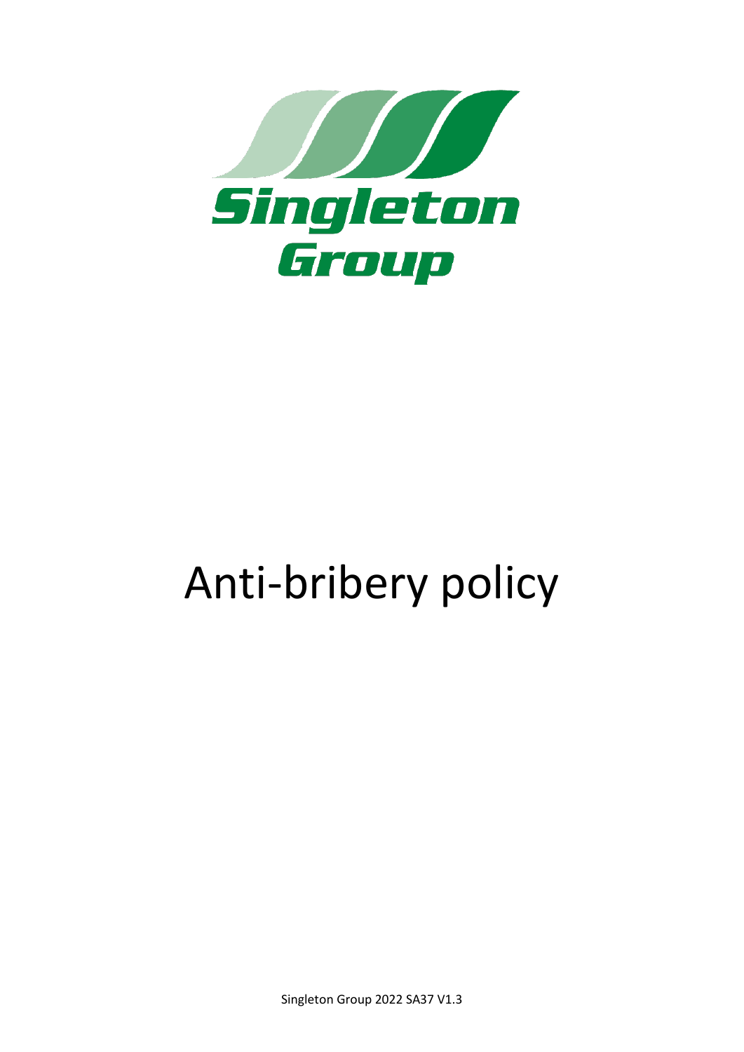Singleton Group

# Anti-bribery policy

Singleton Group 2022 SA37 V1.3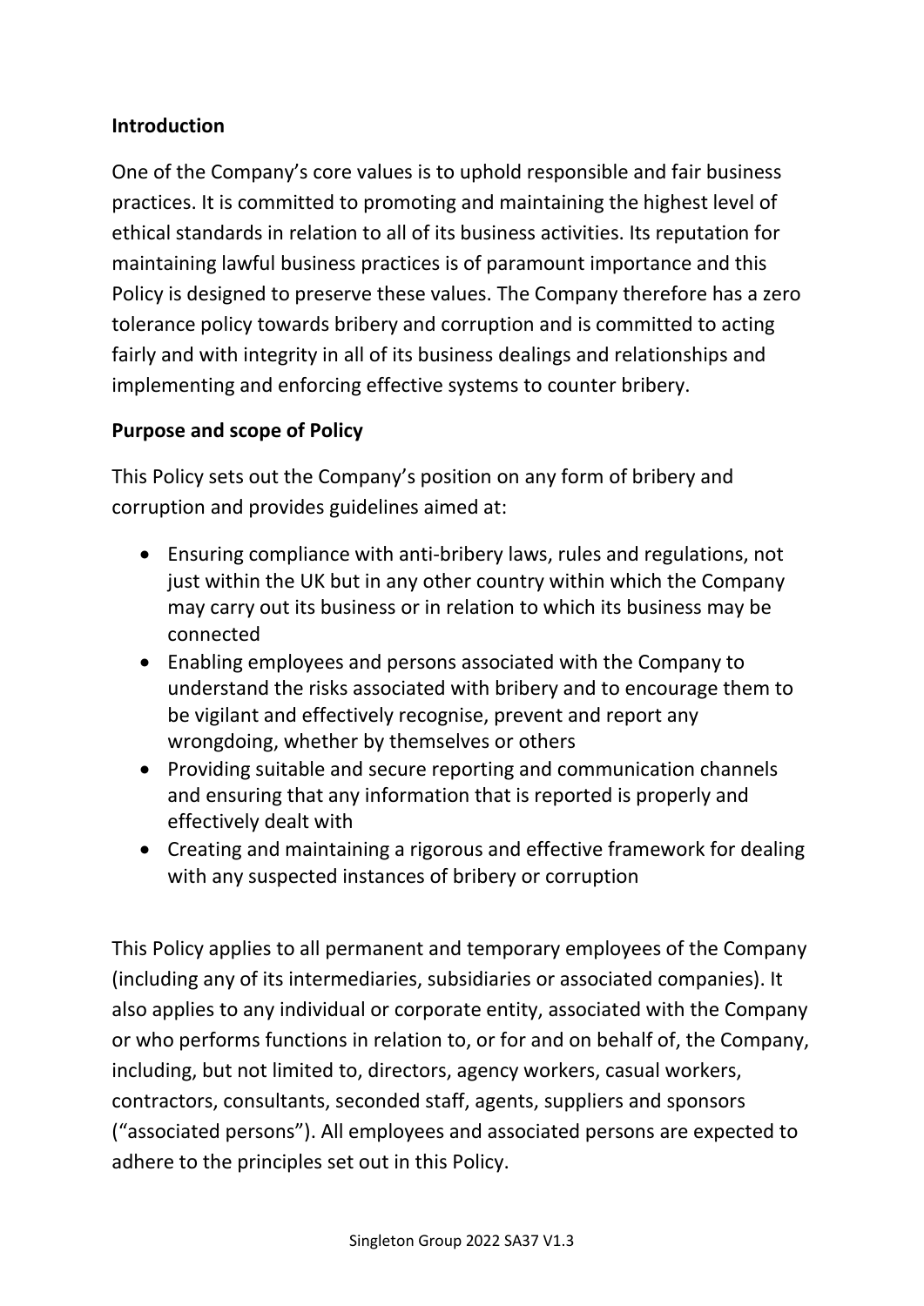**Introduction**

One of the Company's core values is to uphold responsible and fair business practices. It is committed to promoting and maintaining the highest level of ethical standards in relation to all of its business activities. Its reputation for maintaining lawful business practices is of paramount importance and this Policy is designed to preserve these values. The Company therefore has a zero tolerance policy towards bribery and corruption and is committed to acting fairly and with integrity in all of its business dealings and relationships and implementing and enforcing effective systems to counter bribery.

**Purpose and scope of Policy**

This Policy sets out the Company's position on any form of bribery and corruption and provides guidelines aimed at:

- Ensuring compliance with anti-bribery laws, rules and regulations, not just within the UK but in any other country within which the Company may carry out its business or in relation to which its business may be connected
- Enabling employees and persons associated with the Company to understand the risks associated with bribery and to encourage them to be vigilant and effectively recognise, prevent and report any wrongdoing, whether by themselves or others
- Providing suitable and secure reporting and communication channels and ensuring that any information that is reported is properly and effectively dealt with
- Creating and maintaining a rigorous and effective framework for dealing with any suspected instances of bribery or corruption

This Policy applies to all permanent and temporary employees of the Company (including any of its intermediaries, subsidiaries or associated companies). It also applies to any individual or corporate entity, associated with the Company or who performs functions in relation to, or for and on behalf of, the Company, including, but not limited to, directors, agency workers, casual workers, contractors, consultants, seconded staff, agents, suppliers and sponsors ("associated persons"). All employees and associated persons are expected to adhere to the principles set out in this Policy.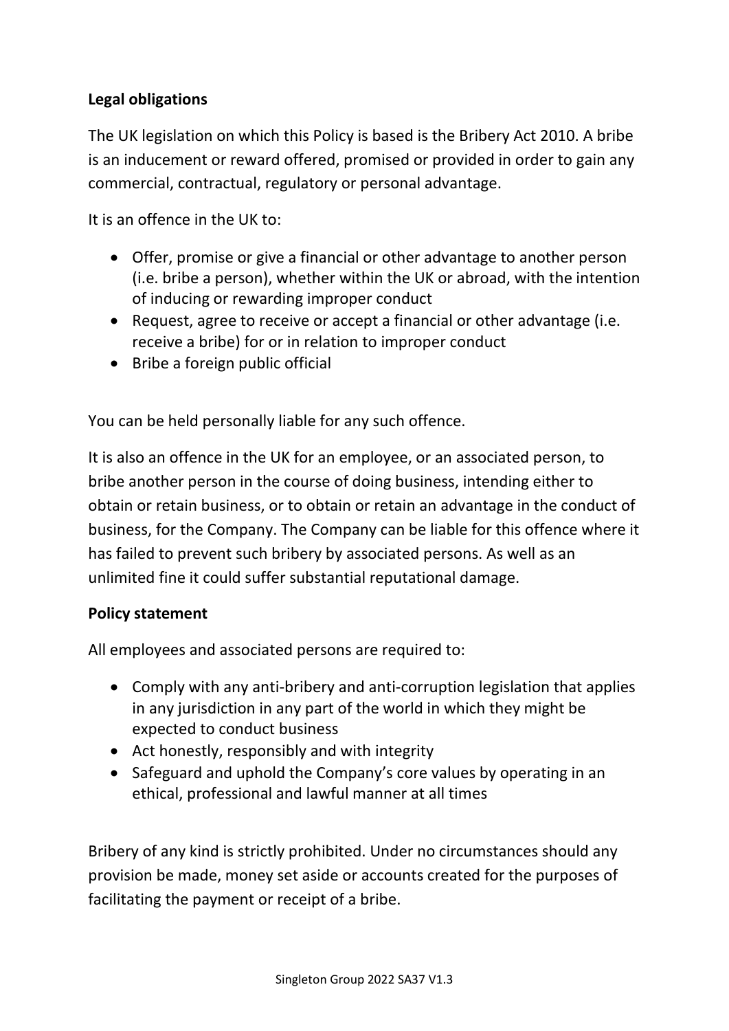**Legal obligations**

The UK legislation on which this Policy is based is the Bribery Act 2010. A bribe is an inducement or reward offered, promised or provided in order to gain any commercial, contractual, regulatory or personal advantage.

It is an offence in the UK to:

- Offer, promise or give a financial or other advantage to another person (i.e. bribe a person), whether within the UK or abroad, with the intention of inducing or rewarding improper conduct
- Request, agree to receive or accept a financial or other advantage (i.e. receive a bribe) for or in relation to improper conduct
- Bribe a foreign public official

You can be held personally liable for any such offence.

It is also an offence in the UK for an employee, or an associated person, to bribe another person in the course of doing business, intending either to obtain or retain business, or to obtain or retain an advantage in the conduct of business, for the Company. The Company can be liable for this offence where it has failed to prevent such bribery by associated persons. As well as an unlimited fine it could suffer substantial reputational damage.

**Policy statement**

All employees and associated persons are required to:

- Comply with any anti-bribery and anti-corruption legislation that applies in any jurisdiction in any part of the world in which they might be expected to conduct business
- Act honestly, responsibly and with integrity
- Safeguard and uphold the Company's core values by operating in an ethical, professional and lawful manner at all times

Bribery of any kind is strictly prohibited. Under no circumstances should any provision be made, money set aside or accounts created for the purposes of facilitating the payment or receipt of a bribe.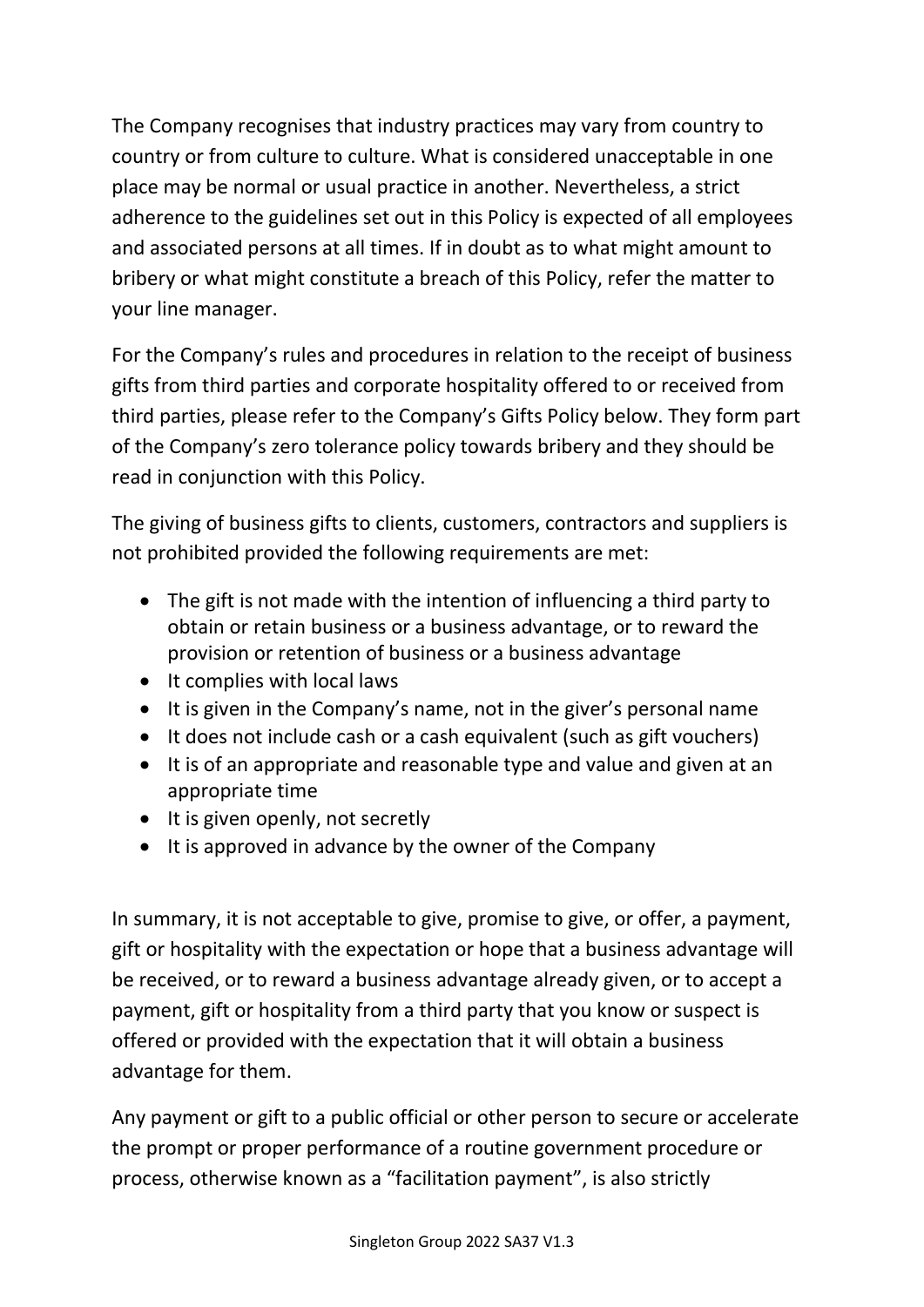The Company recognises that industry practices may vary from country to country or from culture to culture. What is considered unacceptable in one place may be normal or usual practice in another. Nevertheless, a strict adherence to the guidelines set out in this Policy is expected of all employees and associated persons at all times. If in doubt as to what might amount to bribery or what might constitute a breach of this Policy, refer the matter to your line manager.

For the Company's rules and procedures in relation to the receipt of business gifts from third parties and corporate hospitality offered to or received from third parties, please refer to the Company's Gifts Policy below. They form part of the Company's zero tolerance policy towards bribery and they should be read in conjunction with this Policy.

The giving of business gifts to clients, customers, contractors and suppliers is not prohibited provided the following requirements are met:

- The gift is not made with the intention of influencing a third party to obtain or retain business or a business advantage, or to reward the provision or retention of business or a business advantage
- It complies with local laws
- It is given in the Company's name, not in the giver's personal name
- It does not include cash or a cash equivalent (such as gift vouchers)
- It is of an appropriate and reasonable type and value and given at an appropriate time
- It is given openly, not secretly
- It is approved in advance by the owner of the Company

In summary, it is not acceptable to give, promise to give, or offer, a payment, gift or hospitality with the expectation or hope that a business advantage will be received, or to reward a business advantage already given, or to accept a payment, gift or hospitality from a third party that you know or suspect is offered or provided with the expectation that it will obtain a business advantage for them.

Any payment or gift to a public official or other person to secure or accelerate the prompt or proper performance of a routine government procedure or process, otherwise known as a "facilitation payment", is also strictly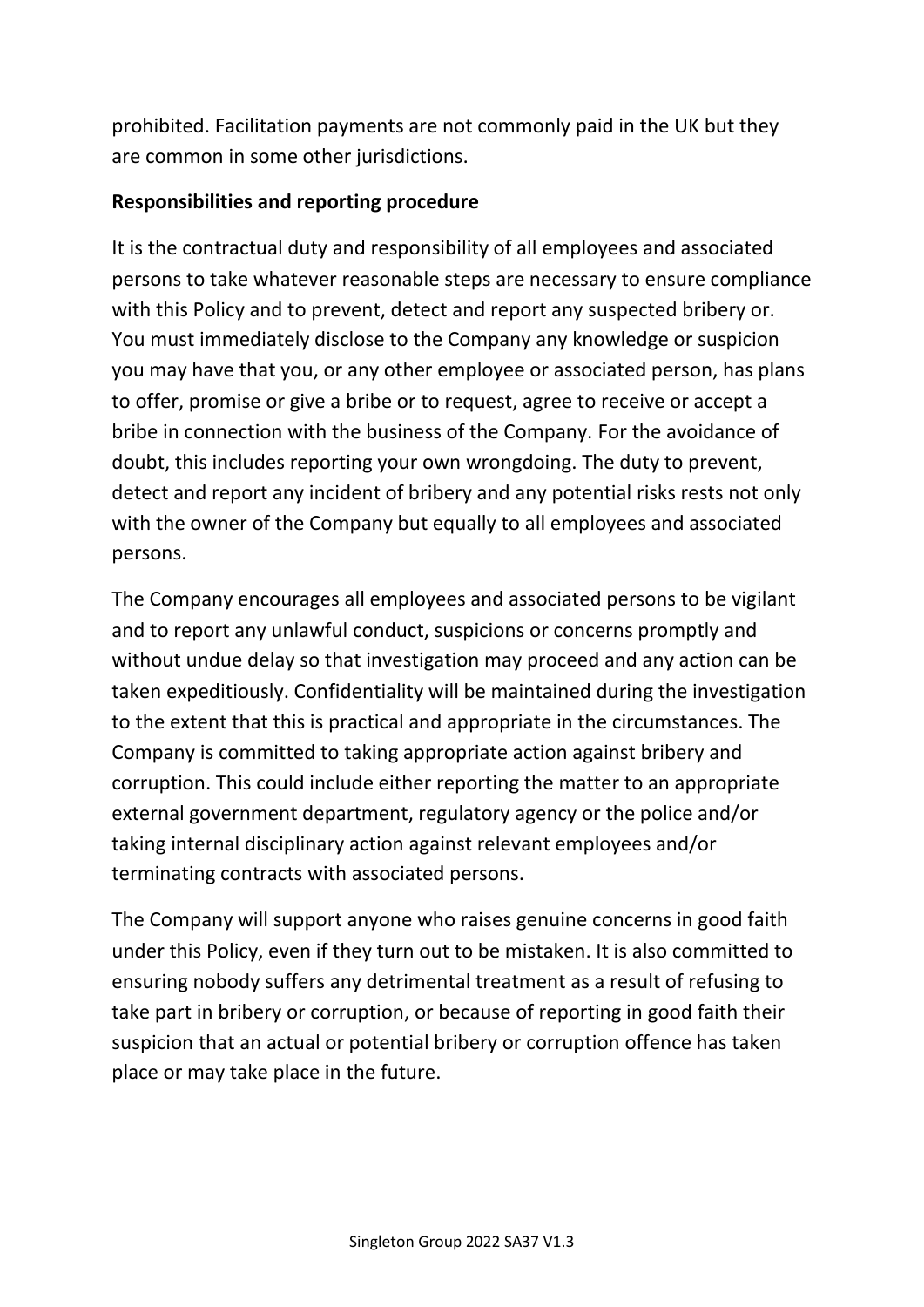prohibited. Facilitation payments are not commonly paid in the UK but they are common in some other jurisdictions.

**Responsibilities and reporting procedure**

It is the contractual duty and responsibility of all employees and associated persons to take whatever reasonable steps are necessary to ensure compliance with this Policy and to prevent, detect and report any suspected bribery or. You must immediately disclose to the Company any knowledge or suspicion you may have that you, or any other employee or associated person, has plans to offer, promise or give a bribe or to request, agree to receive or accept a bribe in connection with the business of the Company. For the avoidance of doubt, this includes reporting your own wrongdoing. The duty to prevent, detect and report any incident of bribery and any potential risks rests not only with the owner of the Company but equally to all employees and associated persons.

The Company encourages all employees and associated persons to be vigilant and to report any unlawful conduct, suspicions or concerns promptly and without undue delay so that investigation may proceed and any action can be taken expeditiously. Confidentiality will be maintained during the investigation to the extent that this is practical and appropriate in the circumstances. The Company is committed to taking appropriate action against bribery and corruption. This could include either reporting the matter to an appropriate external government department, regulatory agency or the police and/or taking internal disciplinary action against relevant employees and/or terminating contracts with associated persons.

The Company will support anyone who raises genuine concerns in good faith under this Policy, even if they turn out to be mistaken. It is also committed to ensuring nobody suffers any detrimental treatment as a result of refusing to take part in bribery or corruption, or because of reporting in good faith their suspicion that an actual or potential bribery or corruption offence has taken place or may take place in the future.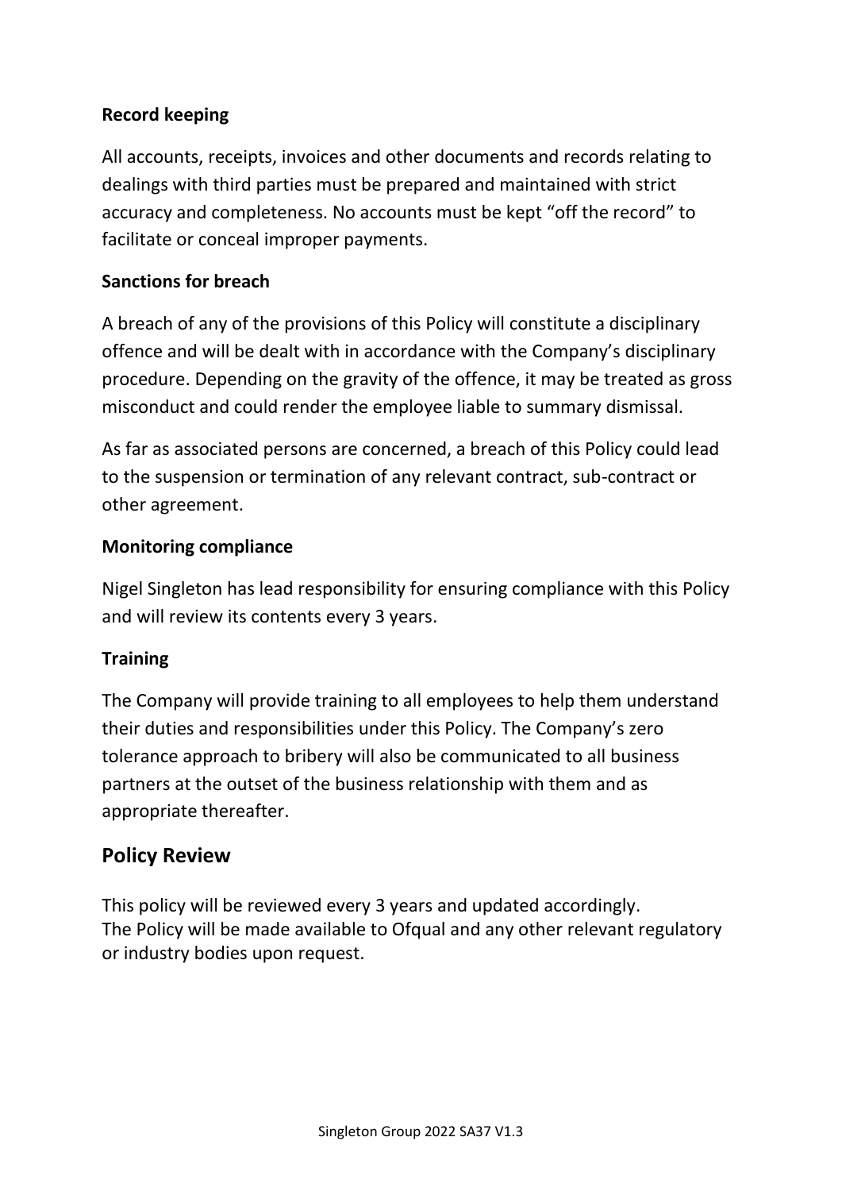### Record keeping

All accounts, receipts, invoices and other documents and records relating to dealings with third parties must be prepared and maintained with strict accuracy and completeness. No accounts must be kept "off the record" to facilitate or conceal improper payments.

### Sanctions for breach

A breach of any of the provisions of this Policy will constitute a disciplinary offence and will be dealt with in accordance with the Company's disciplinary procedure. Depending on the gravity of the offence, it may be treated as gross misconduct and could render the employee liable to summary dismissal.

As far as associated persons are concerned, a breach of this Policy could lead to the suspension or termination of any relevant contract, sub-contract or other agreement.

### Monitoring compliance

Nigel Singleton has lead responsibility for ensuring compliance with this Policy and will review its contents every 3 years.

### Training

The Company will provide training to all employees to help them understand their duties and responsibilities under this Policy. The Company's zero tolerance approach to bribery will also be communicated to all business partners at the outset of the business relationship with them and as appropriate thereafter.

## Policy Review

This policy will be reviewed every 3 years and updated accordingly.
The Policy will be made available to Ofqual and any other relevant regulatory or industry bodies upon request.